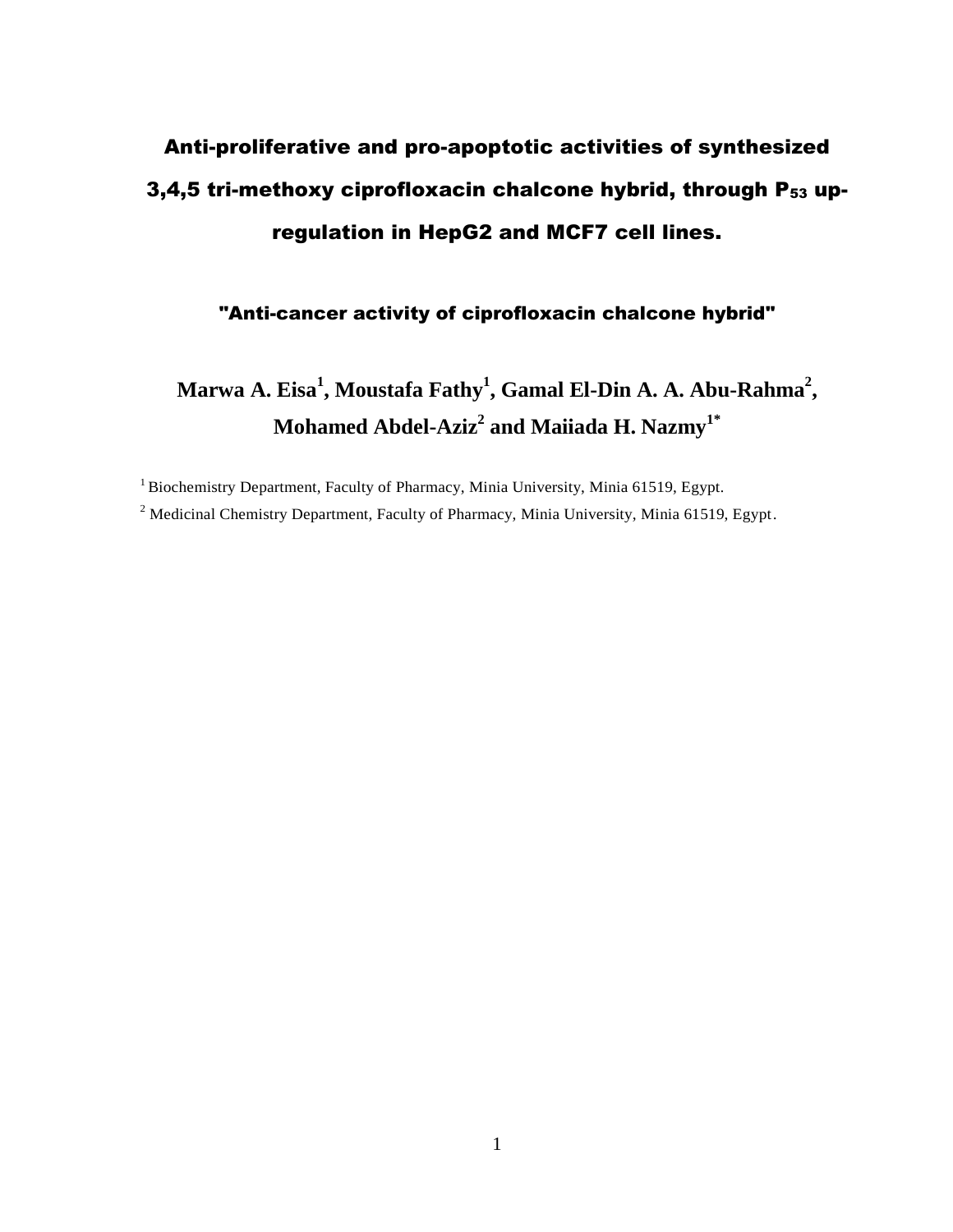# Anti-proliferative and pro-apoptotic activities of synthesized 3,4,5 tri-methoxy ciprofloxacin chalcone hybrid, through $P_{53}$ up-regulation in HepG2 and MCF7 cell lines.

## "Anti-cancer activity of ciprofloxacin chalcone hybrid"

**Marwa A. Eisa[1], Moustafa Fathy[1], Gamal El-Din A. A. Abu-Rahma[2], Mohamed Abdel-Aziz[2] and Maiiada H. Nazmy[1*]**

[1] Biochemistry Department, Faculty of Pharmacy, Minia University, Minia 61519, Egypt.

[2] Medicinal Chemistry Department, Faculty of Pharmacy, Minia University, Minia 61519, Egypt.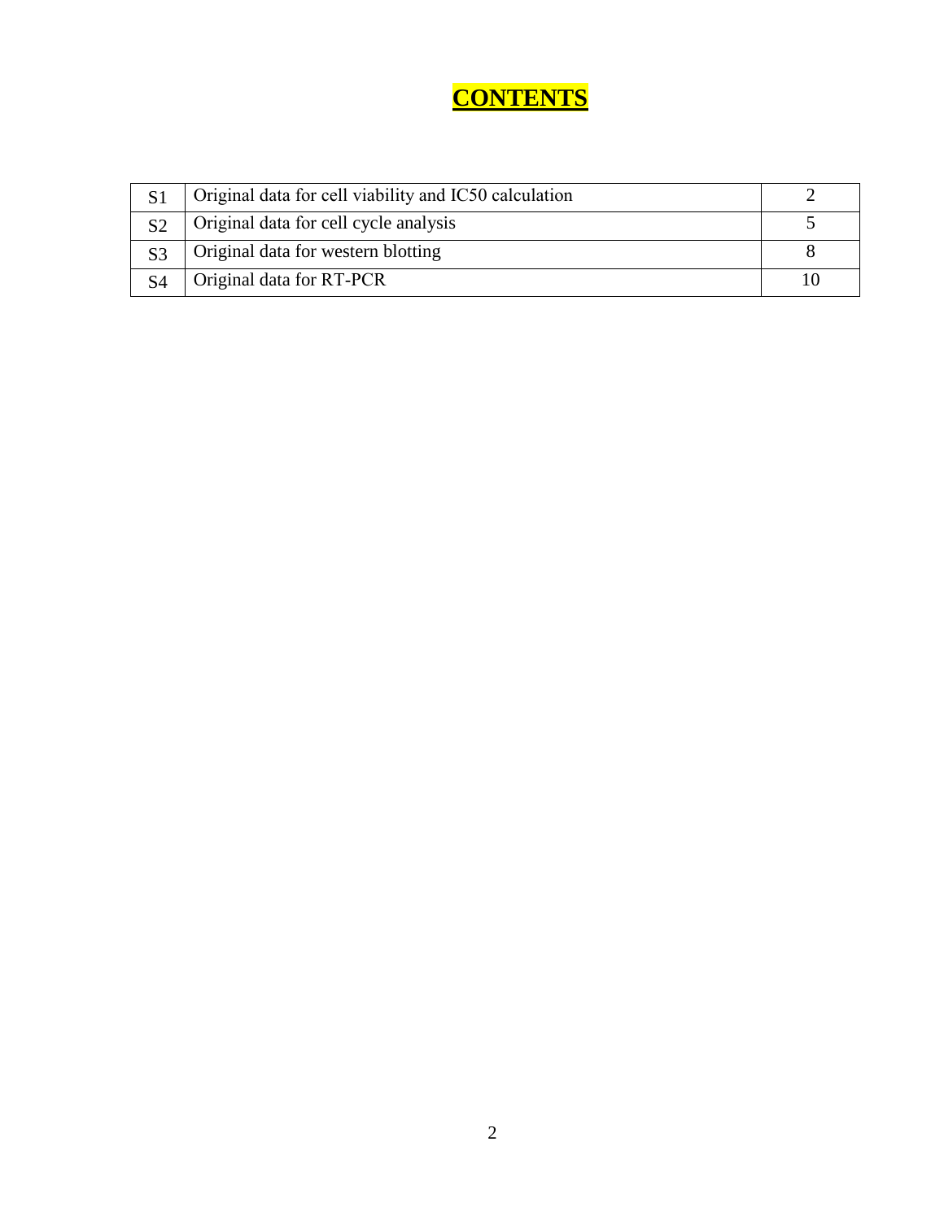# CONTENTS

| | | |
|---|---|---|
| S1 | Original data for cell viability and IC50 calculation | 2 |
| S2 | Original data for cell cycle analysis | 5 |
| S3 | Original data for western blotting | 8 |
| S4 | Original data for RT-PCR | 10 |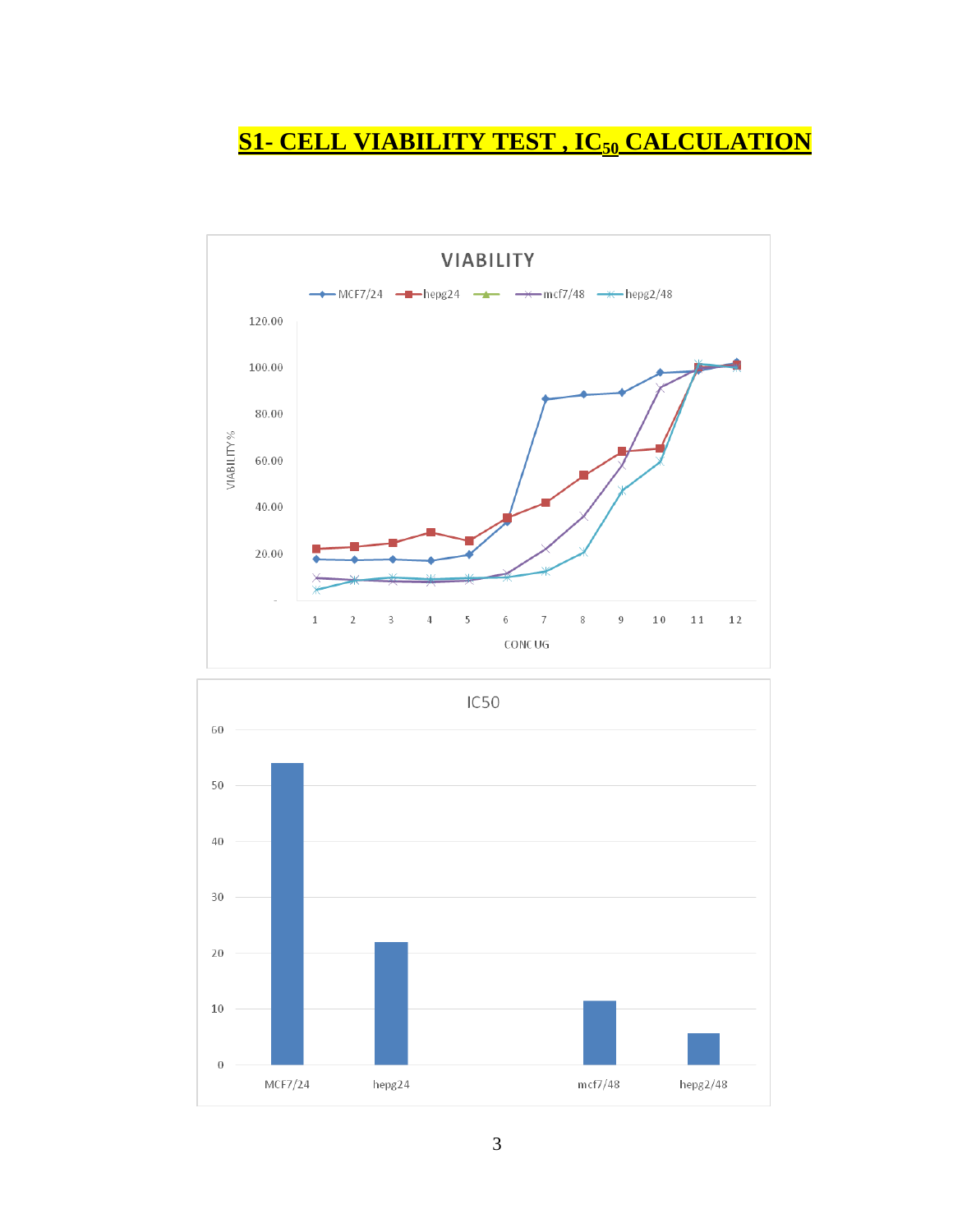# S1- CELL VIABILITY TEST , $IC_{50}$ CALCULATION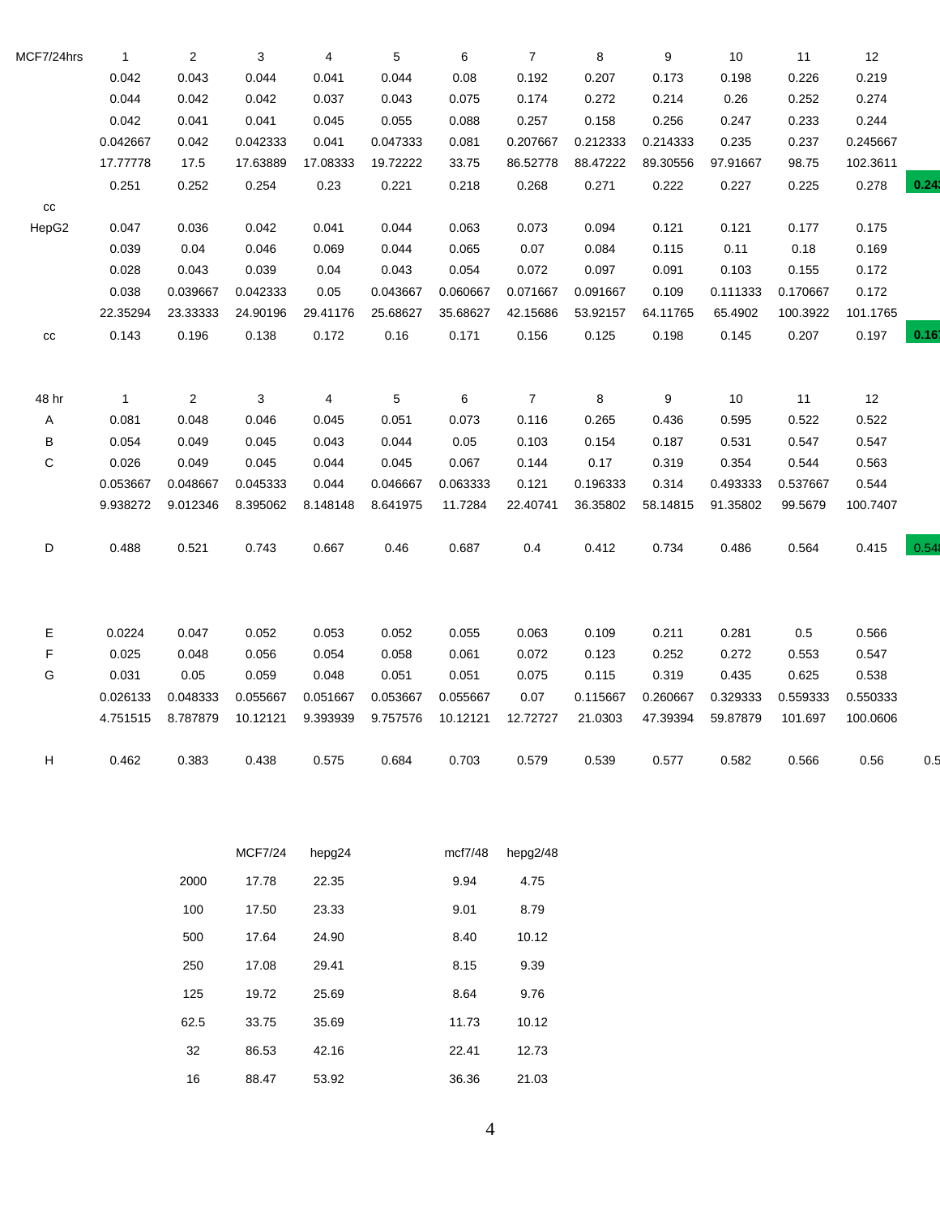| MCF7/24hrs | 1 | 2 | 3 | 4 | 5 | 6 | 7 | 8 | 9 | 10 | 11 | 12 | |
|---|---|---|---|---|---|---|---|---|---|---|---|---|---|
| | 0.042 | 0.043 | 0.044 | 0.041 | 0.044 | 0.08 | 0.192 | 0.207 | 0.173 | 0.198 | 0.226 | 0.219 | |
| | 0.044 | 0.042 | 0.042 | 0.037 | 0.043 | 0.075 | 0.174 | 0.272 | 0.214 | 0.26 | 0.252 | 0.274 | |
| | 0.042 | 0.041 | 0.041 | 0.045 | 0.055 | 0.088 | 0.257 | 0.158 | 0.256 | 0.247 | 0.233 | 0.244 | |
| | 0.042667 | 0.042 | 0.042333 | 0.041 | 0.047333 | 0.081 | 0.207667 | 0.212333 | 0.214333 | 0.235 | 0.237 | 0.245667 | |
| | 17.77778 | 17.5 | 17.63889 | 17.08333 | 19.72222 | 33.75 | 86.52778 | 88.47222 | 89.30556 | 97.91667 | 98.75 | 102.3611 | |
| | 0.251 | 0.252 | 0.254 | 0.23 | 0.221 | 0.218 | 0.268 | 0.271 | 0.222 | 0.227 | 0.225 | 0.278 | **0.24** |
| cc | | | | | | | | | | | | | |
| HepG2 | 0.047 | 0.036 | 0.042 | 0.041 | 0.044 | 0.063 | 0.073 | 0.094 | 0.121 | 0.121 | 0.177 | 0.175 | |
| | 0.039 | 0.04 | 0.046 | 0.069 | 0.044 | 0.065 | 0.07 | 0.084 | 0.115 | 0.11 | 0.18 | 0.169 | |
| | 0.028 | 0.043 | 0.039 | 0.04 | 0.043 | 0.054 | 0.072 | 0.097 | 0.091 | 0.103 | 0.155 | 0.172 | |
| | 0.038 | 0.039667 | 0.042333 | 0.05 | 0.043667 | 0.060667 | 0.071667 | 0.091667 | 0.109 | 0.111333 | 0.170667 | 0.172 | |
| | 22.35294 | 23.33333 | 24.90196 | 29.41176 | 25.68627 | 35.68627 | 42.15686 | 53.92157 | 64.11765 | 65.4902 | 100.3922 | 101.1765 | |
| cc | 0.143 | 0.196 | 0.138 | 0.172 | 0.16 | 0.171 | 0.156 | 0.125 | 0.198 | 0.145 | 0.207 | 0.197 | **0.16** |

| 48 hr | 1 | 2 | 3 | 4 | 5 | 6 | 7 | 8 | 9 | 10 | 11 | 12 | |
|---|---|---|---|---|---|---|---|---|---|---|---|---|---|
| A | 0.081 | 0.048 | 0.046 | 0.045 | 0.051 | 0.073 | 0.116 | 0.265 | 0.436 | 0.595 | 0.522 | 0.522 | |
| B | 0.054 | 0.049 | 0.045 | 0.043 | 0.044 | 0.05 | 0.103 | 0.154 | 0.187 | 0.531 | 0.547 | 0.547 | |
| C | 0.026 | 0.049 | 0.045 | 0.044 | 0.045 | 0.067 | 0.144 | 0.17 | 0.319 | 0.354 | 0.544 | 0.563 | |
| | 0.053667 | 0.048667 | 0.045333 | 0.044 | 0.046667 | 0.063333 | 0.121 | 0.196333 | 0.314 | 0.493333 | 0.537667 | 0.544 | |
| | 9.938272 | 9.012346 | 8.395062 | 8.148148 | 8.641975 | 11.7284 | 22.40741 | 36.35802 | 58.14815 | 91.35802 | 99.5679 | 100.7407 | |
| D | 0.488 | 0.521 | 0.743 | 0.667 | 0.46 | 0.687 | 0.4 | 0.412 | 0.734 | 0.486 | 0.564 | 0.415 | **0.54** |
| E | 0.0224 | 0.047 | 0.052 | 0.053 | 0.052 | 0.055 | 0.063 | 0.109 | 0.211 | 0.281 | 0.5 | 0.566 | |
| F | 0.025 | 0.048 | 0.056 | 0.054 | 0.058 | 0.061 | 0.072 | 0.123 | 0.252 | 0.272 | 0.553 | 0.547 | |
| G | 0.031 | 0.05 | 0.059 | 0.048 | 0.051 | 0.051 | 0.075 | 0.115 | 0.319 | 0.435 | 0.625 | 0.538 | |
| | 0.026133 | 0.048333 | 0.055667 | 0.051667 | 0.053667 | 0.055667 | 0.07 | 0.115667 | 0.260667 | 0.329333 | 0.559333 | 0.550333 | |
| | 4.751515 | 8.787879 | 10.12121 | 9.393939 | 9.757576 | 10.12121 | 12.72727 | 21.0303 | 47.39394 | 59.87879 | 101.697 | 100.0606 | |
| H | 0.462 | 0.383 | 0.438 | 0.575 | 0.684 | 0.703 | 0.579 | 0.539 | 0.577 | 0.582 | 0.566 | 0.56 | 0.5 |

| | MCF7/24 | hepg24 | mcf7/48 | hepg2/48 |
|---|---|---|---|---|
| 2000 | 17.78 | 22.35 | 9.94 | 4.75 |
| 100 | 17.50 | 23.33 | 9.01 | 8.79 |
| 500 | 17.64 | 24.90 | 8.40 | 10.12 |
| 250 | 17.08 | 29.41 | 8.15 | 9.39 |
| 125 | 19.72 | 25.69 | 8.64 | 9.76 |
| 62.5 | 33.75 | 35.69 | 11.73 | 10.12 |
| 32 | 86.53 | 42.16 | 22.41 | 12.73 |
| 16 | 88.47 | 53.92 | 36.36 | 21.03 |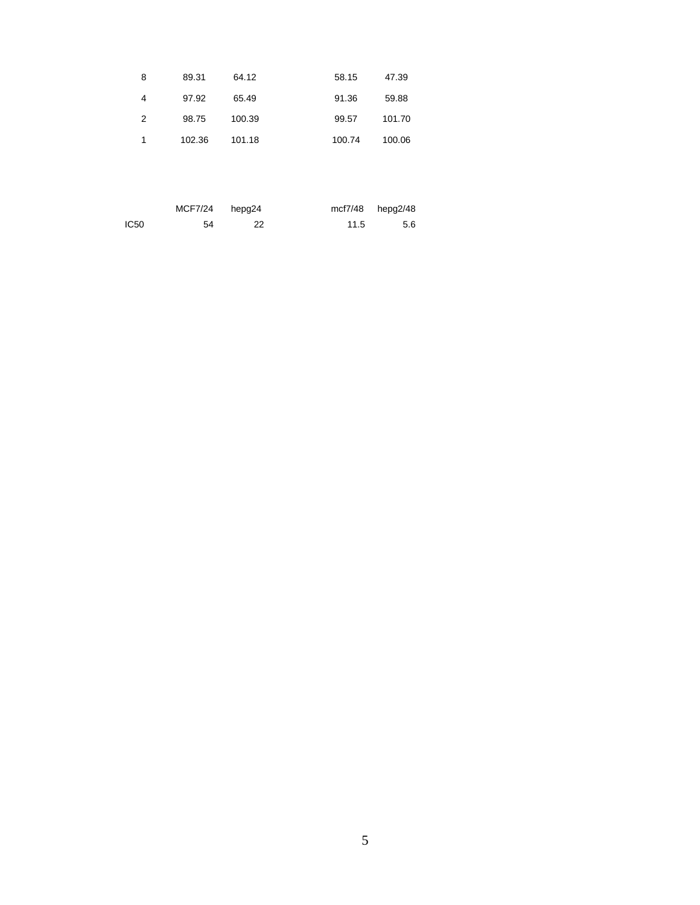|   |   |   |   |   |   |
|---|---|---|---|---|---|
| 8 | 89.31 | 64.12 |   | 58.15 | 47.39 |
| 4 | 97.92 | 65.49 |   | 91.36 | 59.88 |
| 2 | 98.75 | 100.39 |   | 99.57 | 101.70 |
| 1 | 102.36 | 101.18 |   | 100.74 | 100.06 |

|   | MCF7/24 | hepg24 |   | mcf7/48 | hepg2/48 |
|---|---|---|---|---|---|
| IC50 | 54 | 22 |   | 11.5 | 5.6 |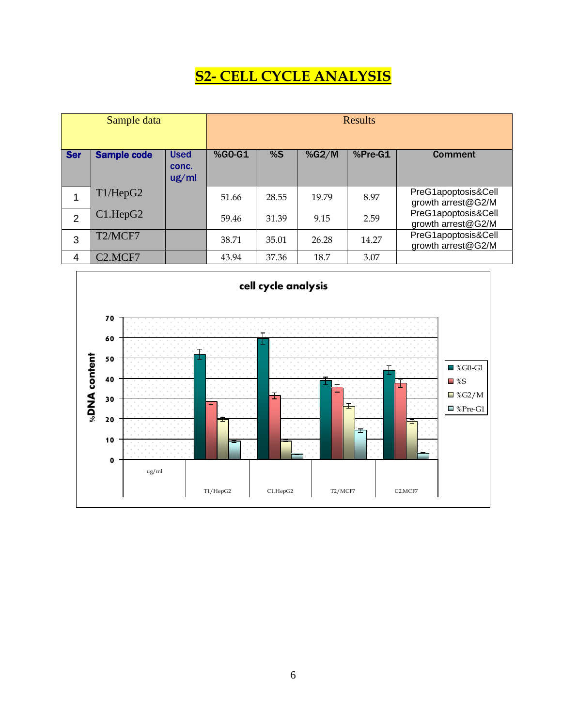# S2- CELL CYCLE ANALYSIS

| Sample data | | | Results | | | | |
|---|---|---|---|---|---|---|---|
| **Ser** | **Sample code** | **Used conc. ug/ml** | **%G0-G1** | **%S** | **%G2/M** | **%Pre-G1** | **Comment** |
| 1 | T1/HepG2 | | 51.66 | 28.55 | 19.79 | 8.97 | PreG1apoptosis&Cell growth arrest@G2/M |
| 2 | C1.HepG2 | | 59.46 | 31.39 | 9.15 | 2.59 | PreG1apoptosis&Cell growth arrest@G2/M |
| 3 | T2/MCF7 | | 38.71 | 35.01 | 26.28 | 14.27 | PreG1apoptosis&Cell growth arrest@G2/M |
| 4 | C2.MCF7 | | 43.94 | 37.36 | 18.7 | 3.07 | |

**cell cycle analysis**

%DNA content (0–70) by sample: ug/ml, T1/HepG2, C1.HepG2, T2/MCF7, C2.MCF7

Legend: %G0-G1, %S, %G2/M, %Pre-G1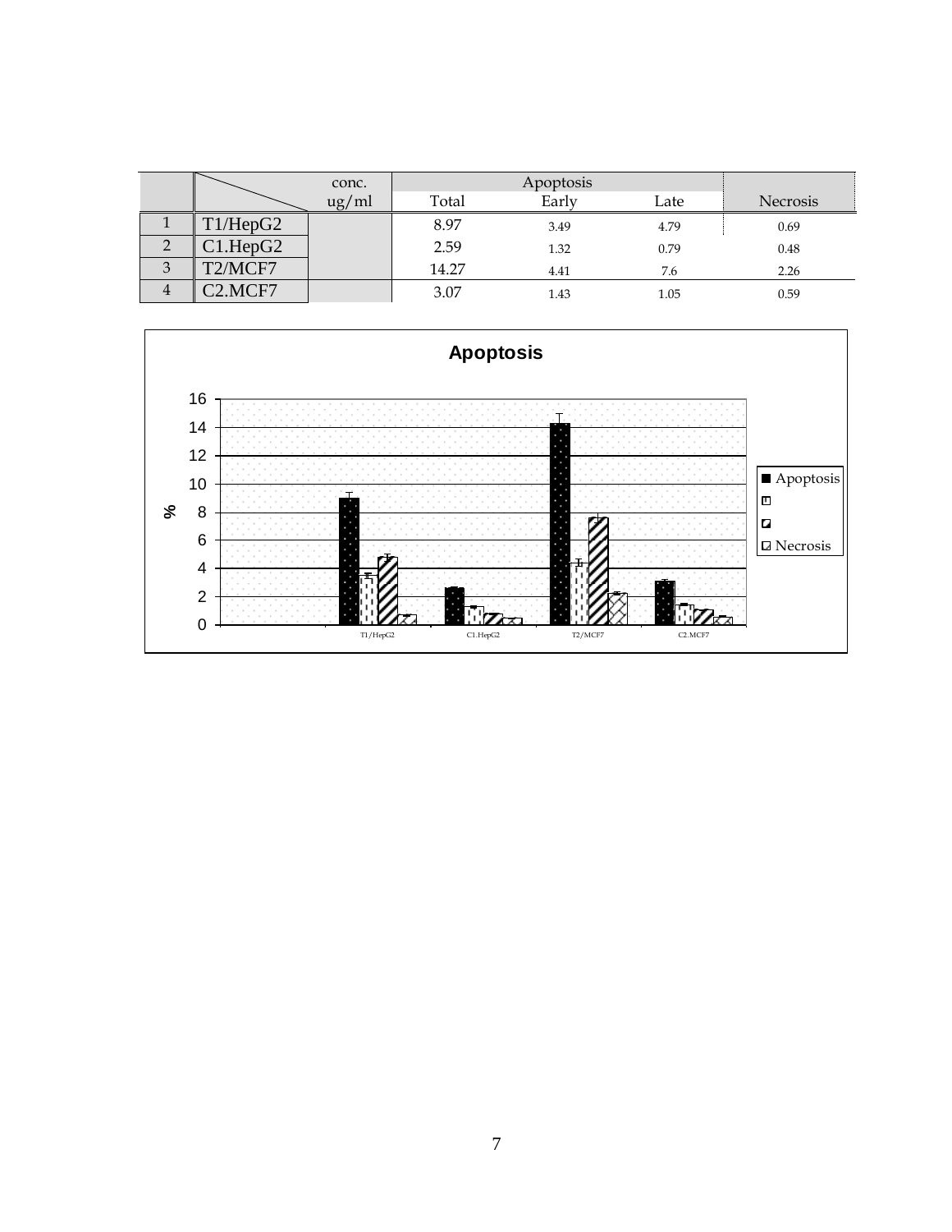| | | conc. ug/ml | Apoptosis | | | Necrosis |
|---|---|---|---|---|---|---|
| | | | Total | Early | Late | |
| 1 | T1/HepG2 | | 8.97 | 3.49 | 4.79 | 0.69 |
| 2 | C1.HepG2 | | 2.59 | 1.32 | 0.79 | 0.48 |
| 3 | T2/MCF7 | | 14.27 | 4.41 | 7.6 | 2.26 |
| 4 | C2.MCF7 | | 3.07 | 1.43 | 1.05 | 0.59 |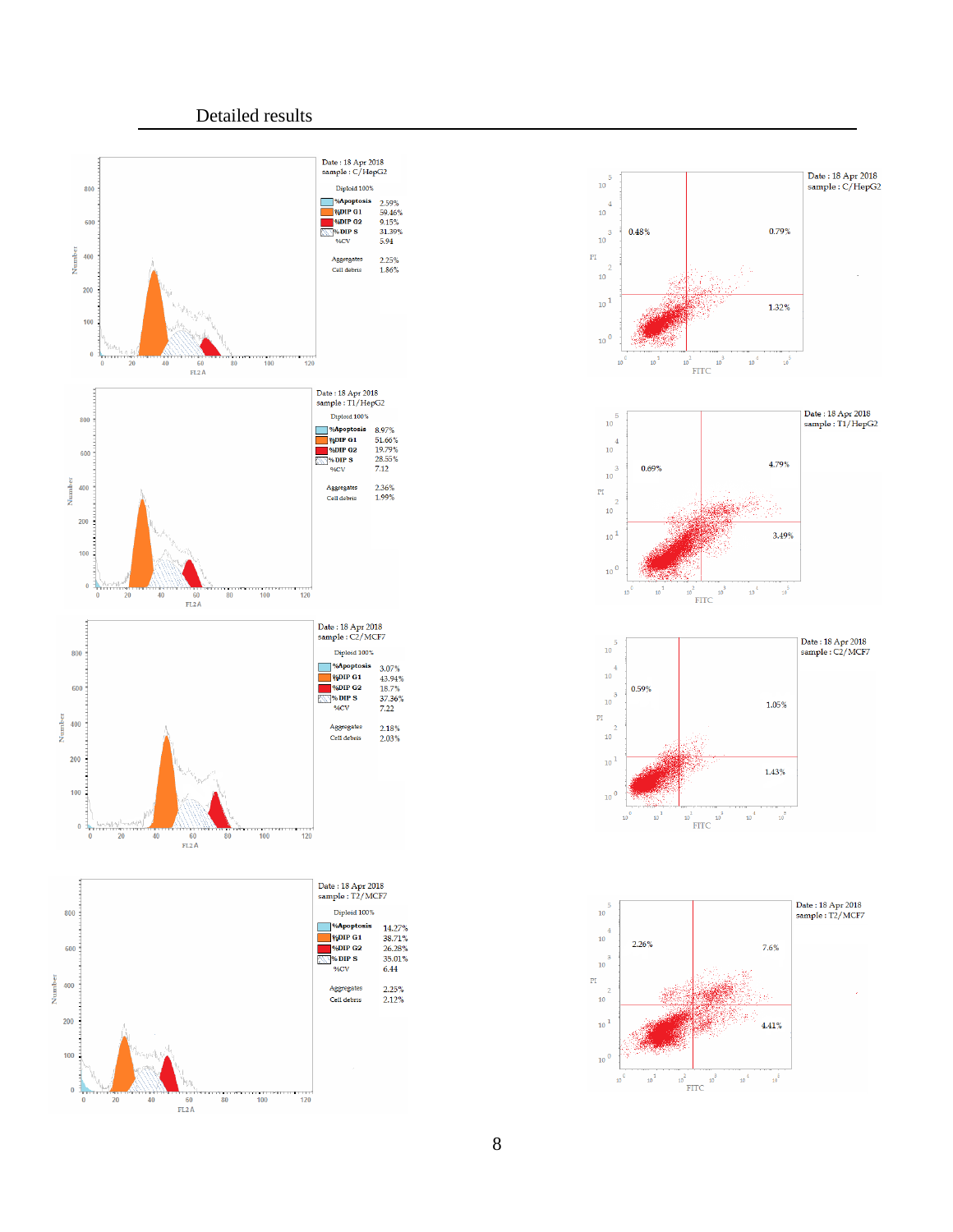## Detailed results

Date : 18 Apr 2018
sample : C/HepG2

Diploid 100%

| | |
|---|---|
| %Apoptosis | 2.59% |
| %DIP G1 | 59.46% |
| %DIP G2 | 9.15% |
| % DIP S | 31.39% |
| %CV | 5.94 |
| Aggregates | 2.25% |
| Cell debris | 1.86% |

Date : 18 Apr 2018
sample : C/HepG2

0.48% | 0.79% | 1.32%

Date : 18 Apr 2018
sample : T1/HepG2

Diploid 100%

| | |
|---|---|
| %Apoptosis | 8.97% |
| %DIP G1 | 51.66% |
| %DIP G2 | 19.79% |
| % DIP S | 28.55% |
| %CV | 7.12 |
| Aggregates | 2.36% |
| Cell debris | 1.99% |

Date : 18 Apr 2018
sample : T1/HepG2

0.69% | 4.79% | 3.49%

Date : 18 Apr 2018
sample : C2/MCF7

Diploid 100%

| | |
|---|---|
| %Apoptosis | 3.07% |
| %DIP G1 | 43.94% |
| %DIP G2 | 18.7% |
| % DIP S | 37.36% |
| %CV | 7.22 |
| Aggregates | 2.18% |
| Cell debris | 2.03% |

Date : 18 Apr 2018
sample : C2/MCF7

0.59% | 1.05% | 1.43%

Date : 18 Apr 2018
sample : T2/MCF7

Diploid 100%

| | |
|---|---|
| %Apoptosis | 14.27% |
| %DIP G1 | 38.71% |
| %DIP G2 | 26.28% |
| % DIP S | 35.01% |
| %CV | 6.44 |
| Aggregates | 2.25% |
| Cell debris | 2.12% |

Date : 18 Apr 2018
sample : T2/MCF7

2.26% | 7.6% | 4.41%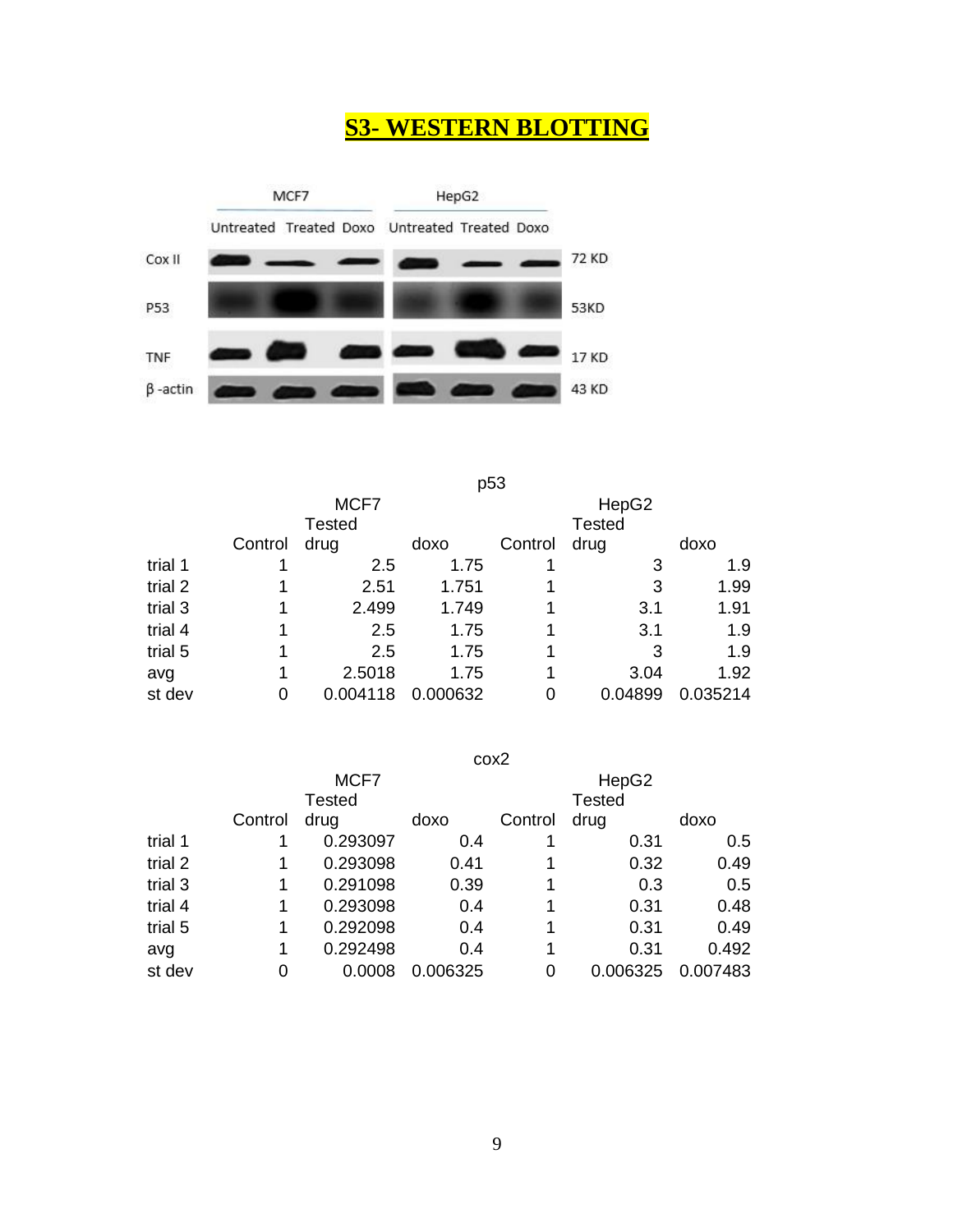# S3- WESTERN BLOTTING

| | MCF7 | | | HepG2 | | |
|---|---|---|---|---|---|---|
| | Untreated | Treated | Doxo | Untreated | Treated | Doxo |
| Cox II | | | | | | 72 KD |
| P53 | | | | | | 53KD |
| TNF | | | | | | 17 KD |
| β -actin | | | | | | 43 KD |

p53

| | MCF7 | | | HepG2 | | |
|---|---|---|---|---|---|---|
| | Control | Tested drug | doxo | Control | Tested drug | doxo |
| trial 1 | 1 | 2.5 | 1.75 | 1 | 3 | 1.9 |
| trial 2 | 1 | 2.51 | 1.751 | 1 | 3 | 1.99 |
| trial 3 | 1 | 2.499 | 1.749 | 1 | 3.1 | 1.91 |
| trial 4 | 1 | 2.5 | 1.75 | 1 | 3.1 | 1.9 |
| trial 5 | 1 | 2.5 | 1.75 | 1 | 3 | 1.9 |
| avg | 1 | 2.5018 | 1.75 | 1 | 3.04 | 1.92 |
| st dev | 0 | 0.004118 | 0.000632 | 0 | 0.04899 | 0.035214 |

cox2

| | MCF7 | | | HepG2 | | |
|---|---|---|---|---|---|---|
| | Control | Tested drug | doxo | Control | Tested drug | doxo |
| trial 1 | 1 | 0.293097 | 0.4 | 1 | 0.31 | 0.5 |
| trial 2 | 1 | 0.293098 | 0.41 | 1 | 0.32 | 0.49 |
| trial 3 | 1 | 0.291098 | 0.39 | 1 | 0.3 | 0.5 |
| trial 4 | 1 | 0.293098 | 0.4 | 1 | 0.31 | 0.48 |
| trial 5 | 1 | 0.292098 | 0.4 | 1 | 0.31 | 0.49 |
| avg | 1 | 0.292498 | 0.4 | 1 | 0.31 | 0.492 |
| st dev | 0 | 0.0008 | 0.006325 | 0 | 0.006325 | 0.007483 |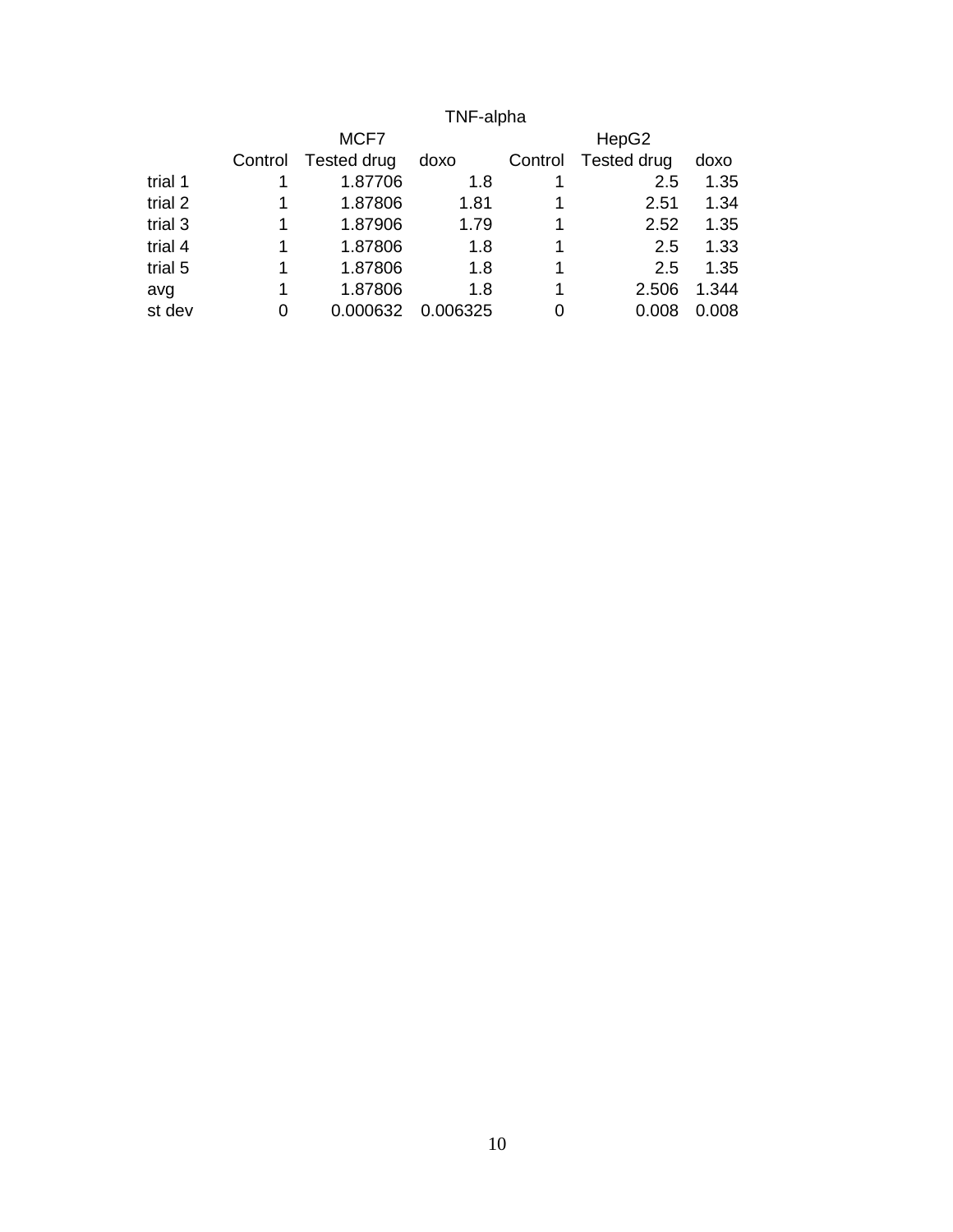| TNF-alpha | | | | | | |
|---|---|---|---|---|---|---|
| | MCF7 | | | HepG2 | | |
| | Control | Tested drug | doxo | Control | Tested drug | doxo |
| trial 1 | 1 | 1.87706 | 1.8 | 1 | 2.5 | 1.35 |
| trial 2 | 1 | 1.87806 | 1.81 | 1 | 2.51 | 1.34 |
| trial 3 | 1 | 1.87906 | 1.79 | 1 | 2.52 | 1.35 |
| trial 4 | 1 | 1.87806 | 1.8 | 1 | 2.5 | 1.33 |
| trial 5 | 1 | 1.87806 | 1.8 | 1 | 2.5 | 1.35 |
| avg | 1 | 1.87806 | 1.8 | 1 | 2.506 | 1.344 |
| st dev | 0 | 0.000632 | 0.006325 | 0 | 0.008 | 0.008 |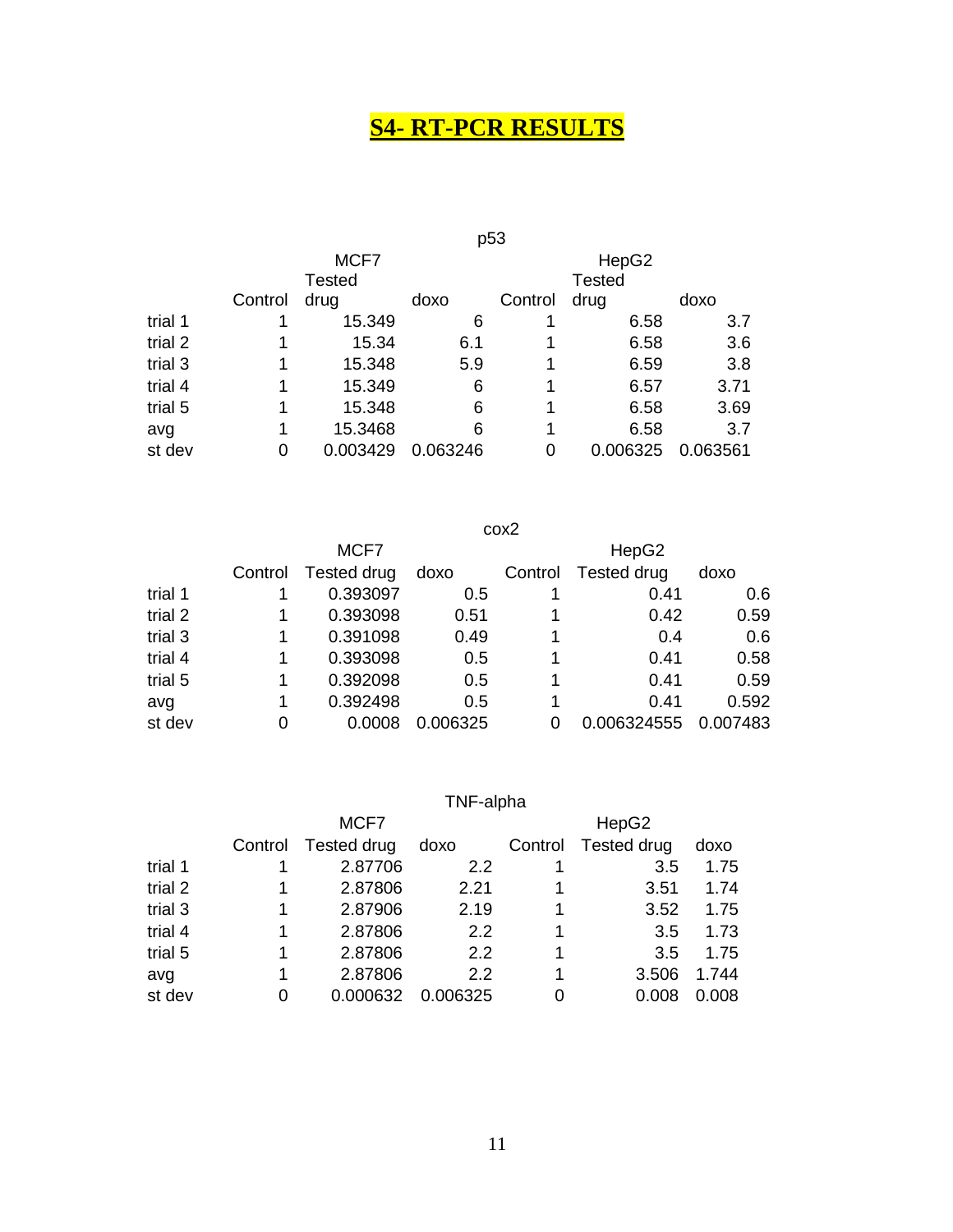# S4- RT-PCR RESULTS

p53

| | MCF7 | | | HepG2 | | |
|---|---|---|---|---|---|---|
| | Control | Tested drug | doxo | Control | Tested drug | doxo |
| trial 1 | 1 | 15.349 | 6 | 1 | 6.58 | 3.7 |
| trial 2 | 1 | 15.34 | 6.1 | 1 | 6.58 | 3.6 |
| trial 3 | 1 | 15.348 | 5.9 | 1 | 6.59 | 3.8 |
| trial 4 | 1 | 15.349 | 6 | 1 | 6.57 | 3.71 |
| trial 5 | 1 | 15.348 | 6 | 1 | 6.58 | 3.69 |
| avg | 1 | 15.3468 | 6 | 1 | 6.58 | 3.7 |
| st dev | 0 | 0.003429 | 0.063246 | 0 | 0.006325 | 0.063561 |

cox2

| | MCF7 | | | HepG2 | | |
|---|---|---|---|---|---|---|
| | Control | Tested drug | doxo | Control | Tested drug | doxo |
| trial 1 | 1 | 0.393097 | 0.5 | 1 | 0.41 | 0.6 |
| trial 2 | 1 | 0.393098 | 0.51 | 1 | 0.42 | 0.59 |
| trial 3 | 1 | 0.391098 | 0.49 | 1 | 0.4 | 0.6 |
| trial 4 | 1 | 0.393098 | 0.5 | 1 | 0.41 | 0.58 |
| trial 5 | 1 | 0.392098 | 0.5 | 1 | 0.41 | 0.59 |
| avg | 1 | 0.392498 | 0.5 | 1 | 0.41 | 0.592 |
| st dev | 0 | 0.0008 | 0.006325 | 0 | 0.006324555 | 0.007483 |

TNF-alpha

| | MCF7 | | | HepG2 | | |
|---|---|---|---|---|---|---|
| | Control | Tested drug | doxo | Control | Tested drug | doxo |
| trial 1 | 1 | 2.87706 | 2.2 | 1 | 3.5 | 1.75 |
| trial 2 | 1 | 2.87806 | 2.21 | 1 | 3.51 | 1.74 |
| trial 3 | 1 | 2.87906 | 2.19 | 1 | 3.52 | 1.75 |
| trial 4 | 1 | 2.87806 | 2.2 | 1 | 3.5 | 1.73 |
| trial 5 | 1 | 2.87806 | 2.2 | 1 | 3.5 | 1.75 |
| avg | 1 | 2.87806 | 2.2 | 1 | 3.506 | 1.744 |
| st dev | 0 | 0.000632 | 0.006325 | 0 | 0.008 | 0.008 |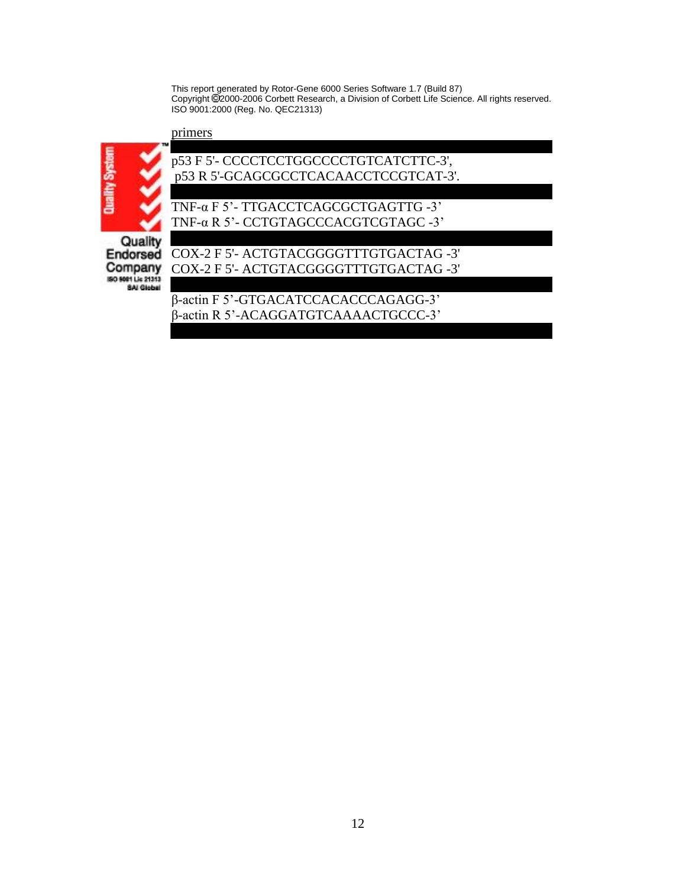This report generated by Rotor-Gene 6000 Series Software 1.7 (Build 87)
Copyright ©2000-2006 Corbett Research, a Division of Corbett Life Science. All rights reserved.
ISO 9001:2000 (Reg. No. QEC21313)

primers

p53 F 5'- CCCCTCCTGGCCCCTGTCATCTTC-3',
p53 R 5'-GCAGCGCCTCACAACCTCCGTCAT-3'.

TNF-α F 5'- TTGACCTCAGCGCTGAGTTG -3'
TNF-α R 5'- CCTGTAGCCCACGTCGTAGC -3'

COX-2 F 5'- ACTGTACGGGGTTTGTGACTAG -3'
COX-2 F 5'- ACTGTACGGGGTTTGTGACTAG -3'

β-actin F 5'-GTGACATCCACACCCAGAGG-3'
β-actin R 5'-ACAGGATGTCAAAACTGCCC-3'